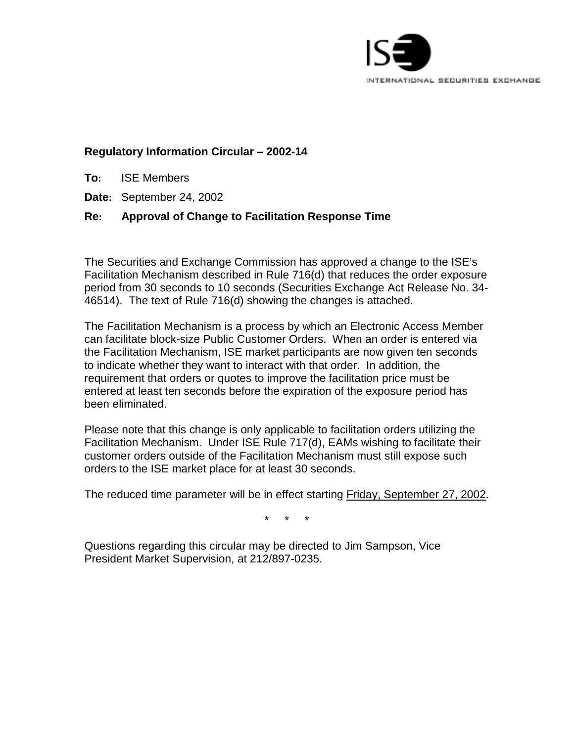ISE

INTERNATIONAL SECURITIES EXCHANGE

**Regulatory Information Circular – 2002-14**

**To:** ISE Members

**Date:** September 24, 2002

**Re: Approval of Change to Facilitation Response Time**

The Securities and Exchange Commission has approved a change to the ISE's Facilitation Mechanism described in Rule 716(d) that reduces the order exposure period from 30 seconds to 10 seconds (Securities Exchange Act Release No. 34-46514). The text of Rule 716(d) showing the changes is attached.

The Facilitation Mechanism is a process by which an Electronic Access Member can facilitate block-size Public Customer Orders. When an order is entered via the Facilitation Mechanism, ISE market participants are now given ten seconds to indicate whether they want to interact with that order. In addition, the requirement that orders or quotes to improve the facilitation price must be entered at least ten seconds before the expiration of the exposure period has been eliminated.

Please note that this change is only applicable to facilitation orders utilizing the Facilitation Mechanism. Under ISE Rule 717(d), EAMs wishing to facilitate their customer orders outside of the Facilitation Mechanism must still expose such orders to the ISE market place for at least 30 seconds.

The reduced time parameter will be in effect starting Friday, September 27, 2002.

\* \* \*

Questions regarding this circular may be directed to Jim Sampson, Vice President Market Supervision, at 212/897-0235.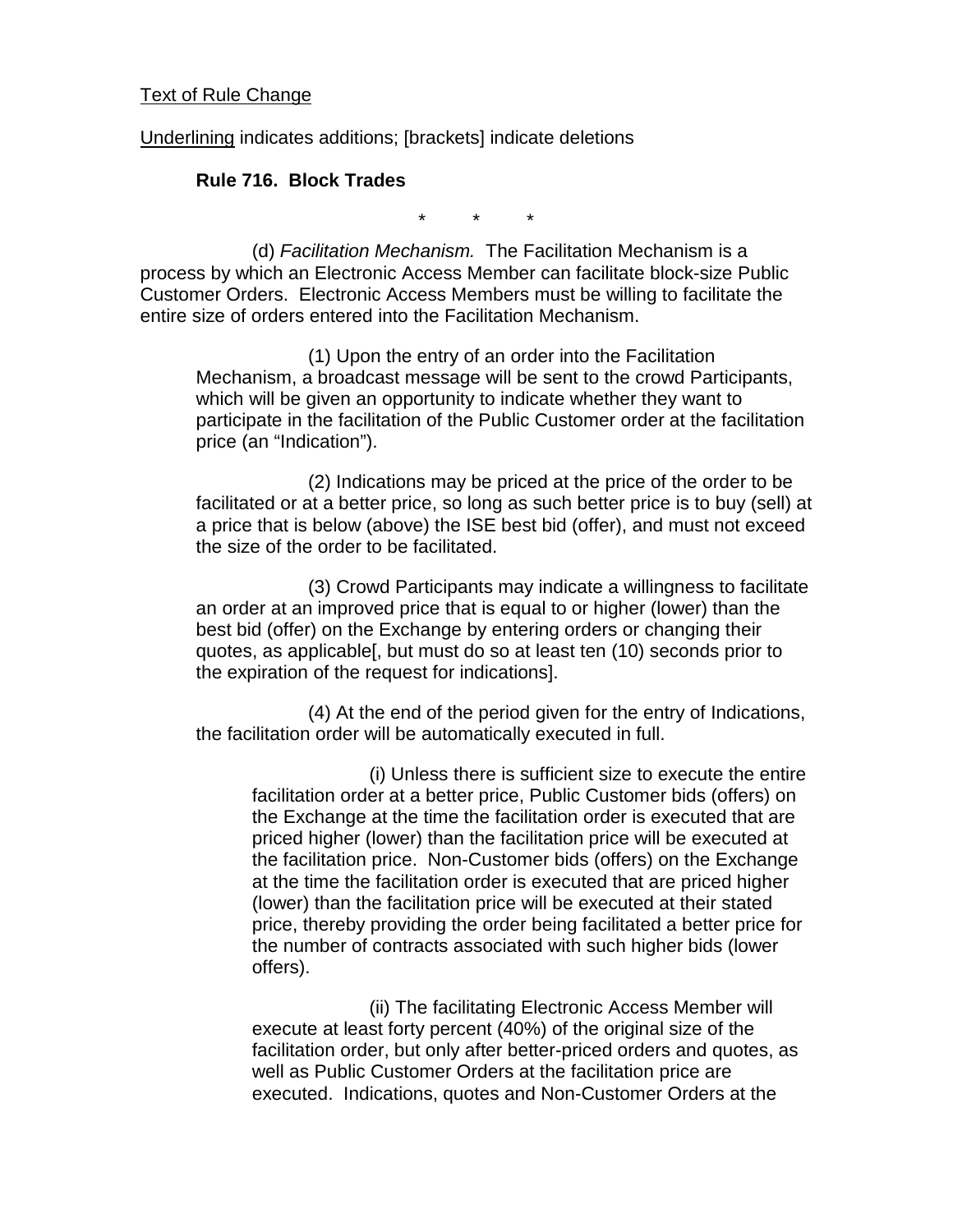Text of Rule Change

Underlining indicates additions; [brackets] indicate deletions

**Rule 716. Block Trades**

\* \* \*

(d) *Facilitation Mechanism.* The Facilitation Mechanism is a process by which an Electronic Access Member can facilitate block-size Public Customer Orders. Electronic Access Members must be willing to facilitate the entire size of orders entered into the Facilitation Mechanism.

> (1) Upon the entry of an order into the Facilitation Mechanism, a broadcast message will be sent to the crowd Participants, which will be given an opportunity to indicate whether they want to participate in the facilitation of the Public Customer order at the facilitation price (an "Indication").
>
> (2) Indications may be priced at the price of the order to be facilitated or at a better price, so long as such better price is to buy (sell) at a price that is below (above) the ISE best bid (offer), and must not exceed the size of the order to be facilitated.
>
> (3) Crowd Participants may indicate a willingness to facilitate an order at an improved price that is equal to or higher (lower) than the best bid (offer) on the Exchange by entering orders or changing their quotes, as applicable[, but must do so at least ten (10) seconds prior to the expiration of the request for indications].
>
> (4) At the end of the period given for the entry of Indications, the facilitation order will be automatically executed in full.
>
> > (i) Unless there is sufficient size to execute the entire facilitation order at a better price, Public Customer bids (offers) on the Exchange at the time the facilitation order is executed that are priced higher (lower) than the facilitation price will be executed at the facilitation price. Non-Customer bids (offers) on the Exchange at the time the facilitation order is executed that are priced higher (lower) than the facilitation price will be executed at their stated price, thereby providing the order being facilitated a better price for the number of contracts associated with such higher bids (lower offers).
> >
> > (ii) The facilitating Electronic Access Member will execute at least forty percent (40%) of the original size of the facilitation order, but only after better-priced orders and quotes, as well as Public Customer Orders at the facilitation price are executed. Indications, quotes and Non-Customer Orders at the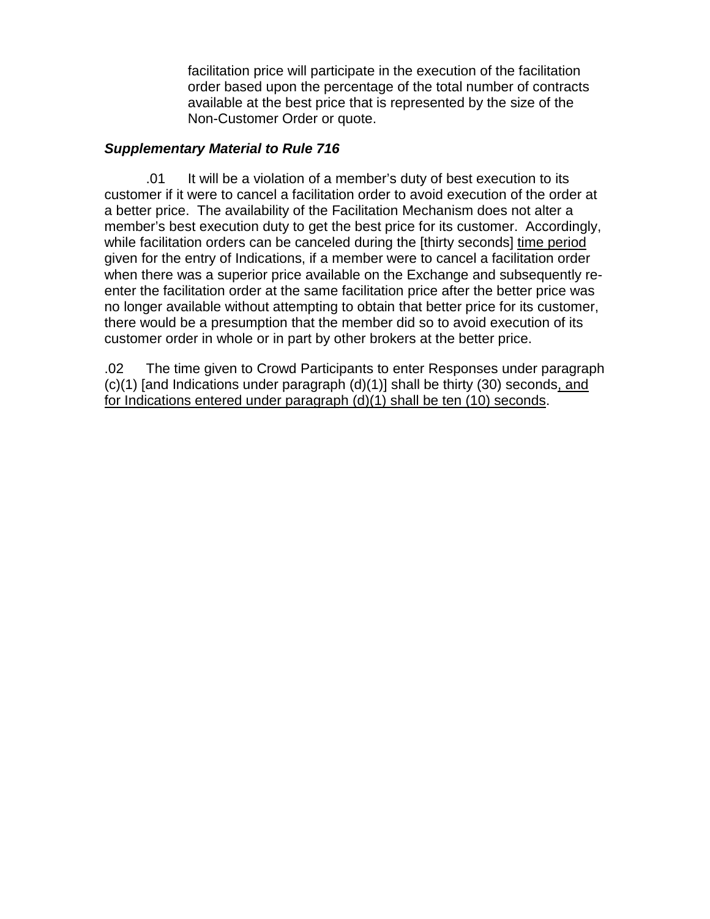facilitation price will participate in the execution of the facilitation order based upon the percentage of the total number of contracts available at the best price that is represented by the size of the Non-Customer Order or quote.

***Supplementary Material to Rule 716***

.01 It will be a violation of a member's duty of best execution to its customer if it were to cancel a facilitation order to avoid execution of the order at a better price. The availability of the Facilitation Mechanism does not alter a member's best execution duty to get the best price for its customer. Accordingly, while facilitation orders can be canceled during the [thirty seconds] <u>time period</u> given for the entry of Indications, if a member were to cancel a facilitation order when there was a superior price available on the Exchange and subsequently re-enter the facilitation order at the same facilitation price after the better price was no longer available without attempting to obtain that better price for its customer, there would be a presumption that the member did so to avoid execution of its customer order in whole or in part by other brokers at the better price.

.02 The time given to Crowd Participants to enter Responses under paragraph (c)(1) [and Indications under paragraph (d)(1)] shall be thirty (30) seconds<u>, and for Indications entered under paragraph (d)(1) shall be ten (10) seconds</u>.